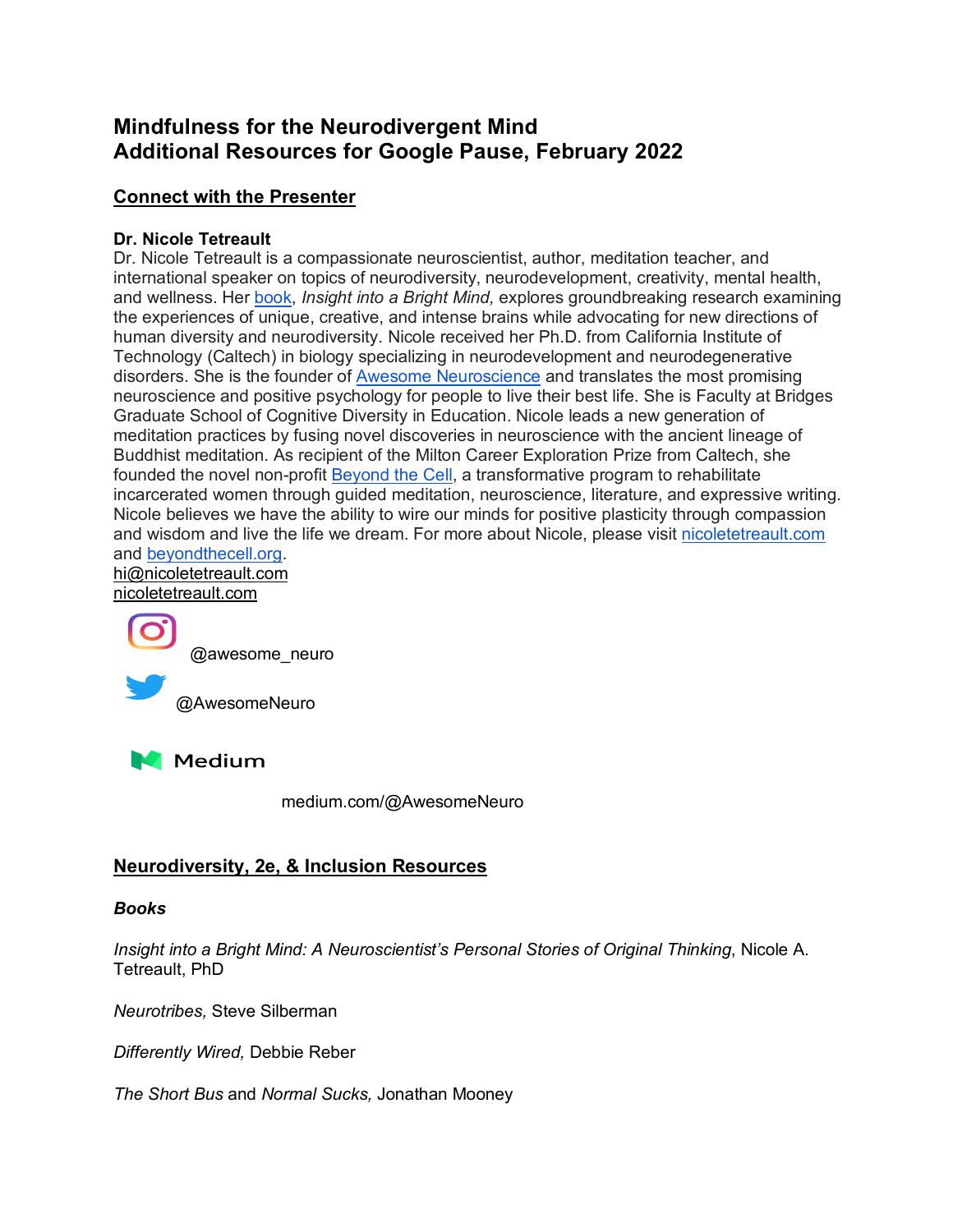# Mindfulness for the Neurodivergent Mind
# Additional Resources for Google Pause, February 2022

## Connect with the Presenter

**Dr. Nicole Tetreault**

Dr. Nicole Tetreault is a compassionate neuroscientist, author, meditation teacher, and international speaker on topics of neurodiversity, neurodevelopment, creativity, mental health, and wellness. Her book, *Insight into a Bright Mind,* explores groundbreaking research examining the experiences of unique, creative, and intense brains while advocating for new directions of human diversity and neurodiversity. Nicole received her Ph.D. from California Institute of Technology (Caltech) in biology specializing in neurodevelopment and neurodegenerative disorders. She is the founder of Awesome Neuroscience and translates the most promising neuroscience and positive psychology for people to live their best life. She is Faculty at Bridges Graduate School of Cognitive Diversity in Education. Nicole leads a new generation of meditation practices by fusing novel discoveries in neuroscience with the ancient lineage of Buddhist meditation. As recipient of the Milton Career Exploration Prize from Caltech, she founded the novel non-profit Beyond the Cell, a transformative program to rehabilitate incarcerated women through guided meditation, neuroscience, literature, and expressive writing. Nicole believes we have the ability to wire our minds for positive plasticity through compassion and wisdom and live the life we dream. For more about Nicole, please visit nicoletetreault.com and beyondthecell.org.

hi@nicoletetreault.com

nicoletetreault.com

@awesome_neuro

@AwesomeNeuro

Medium

medium.com/@AwesomeNeuro

## Neurodiversity, 2e, & Inclusion Resources

***Books***

*Insight into a Bright Mind: A Neuroscientist's Personal Stories of Original Thinking*, Nicole A. Tetreault, PhD

*Neurotribes,* Steve Silberman

*Differently Wired,* Debbie Reber

*The Short Bus* and *Normal Sucks,* Jonathan Mooney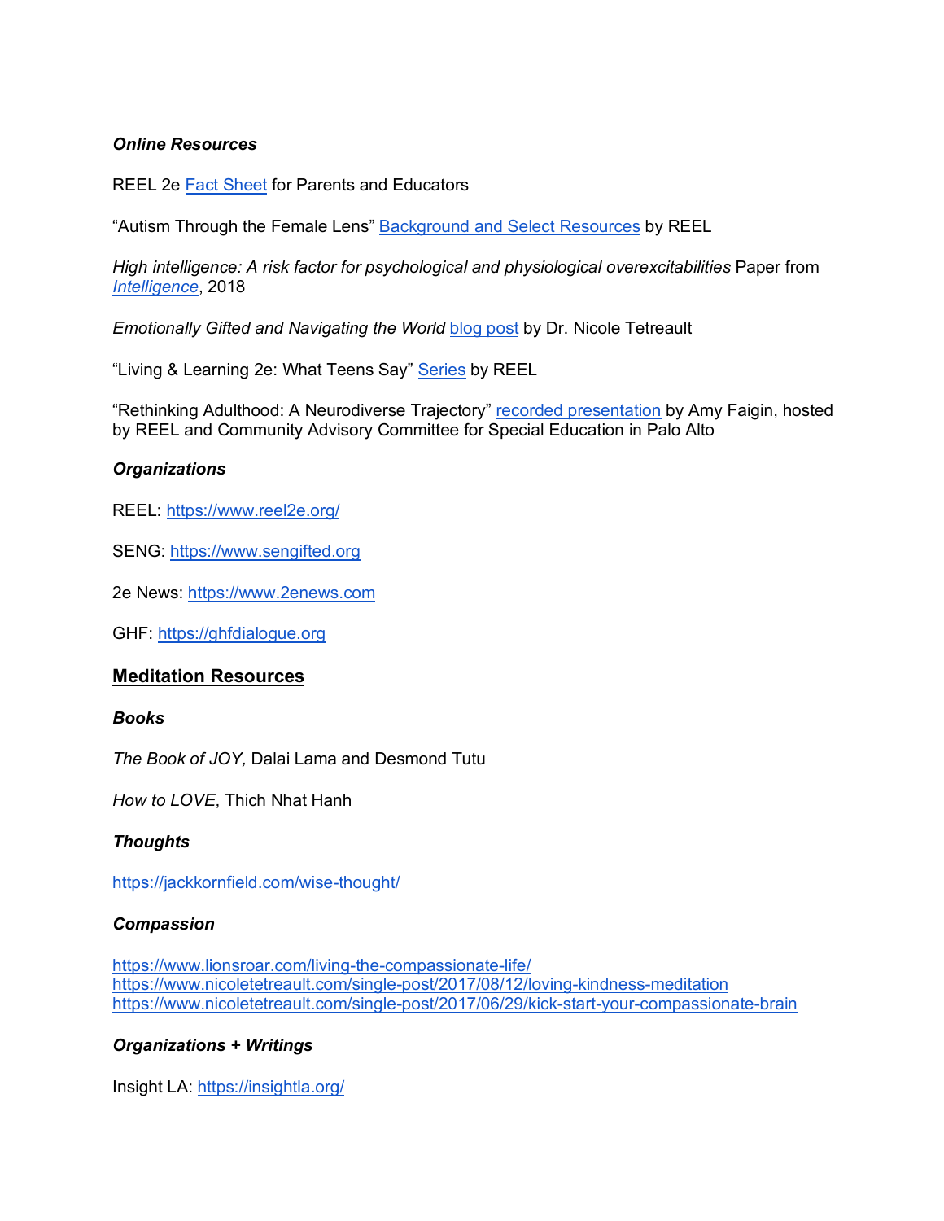***Online Resources***

REEL 2e Fact Sheet for Parents and Educators

"Autism Through the Female Lens" Background and Select Resources by REEL

*High intelligence: A risk factor for psychological and physiological overexcitabilities* Paper from *Intelligence*, 2018

*Emotionally Gifted and Navigating the World* blog post by Dr. Nicole Tetreault

"Living & Learning 2e: What Teens Say" Series by REEL

"Rethinking Adulthood: A Neurodiverse Trajectory" recorded presentation by Amy Faigin, hosted by REEL and Community Advisory Committee for Special Education in Palo Alto

***Organizations***

REEL: https://www.reel2e.org/

SENG: https://www.sengifted.org

2e News: https://www.2enews.com

GHF: https://ghfdialogue.org

## Meditation Resources

***Books***

*The Book of JOY,* Dalai Lama and Desmond Tutu

*How to LOVE*, Thich Nhat Hanh

***Thoughts***

https://jackkornfield.com/wise-thought/

***Compassion***

https://www.lionsroar.com/living-the-compassionate-life/
https://www.nicoletetreault.com/single-post/2017/08/12/loving-kindness-meditation
https://www.nicoletetreault.com/single-post/2017/06/29/kick-start-your-compassionate-brain

***Organizations + Writings***

Insight LA: https://insightla.org/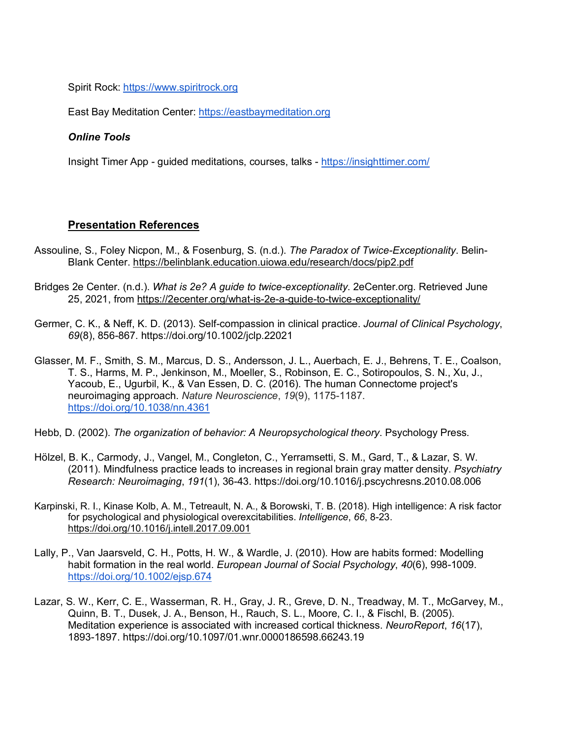Spirit Rock: https://www.spiritrock.org

East Bay Meditation Center: https://eastbaymeditation.org

***Online Tools***

Insight Timer App - guided meditations, courses, talks - https://insighttimer.com/

## Presentation References

Assouline, S., Foley Nicpon, M., & Fosenburg, S. (n.d.). *The Paradox of Twice-Exceptionality*. Belin-Blank Center. https://belinblank.education.uiowa.edu/research/docs/pip2.pdf

Bridges 2e Center. (n.d.). *What is 2e? A guide to twice-exceptionality*. 2eCenter.org. Retrieved June 25, 2021, from https://2ecenter.org/what-is-2e-a-guide-to-twice-exceptionality/

Germer, C. K., & Neff, K. D. (2013). Self-compassion in clinical practice. *Journal of Clinical Psychology*, *69*(8), 856-867. https://doi.org/10.1002/jclp.22021

Glasser, M. F., Smith, S. M., Marcus, D. S., Andersson, J. L., Auerbach, E. J., Behrens, T. E., Coalson, T. S., Harms, M. P., Jenkinson, M., Moeller, S., Robinson, E. C., Sotiropoulos, S. N., Xu, J., Yacoub, E., Ugurbil, K., & Van Essen, D. C. (2016). The human Connectome project's neuroimaging approach. *Nature Neuroscience*, *19*(9), 1175-1187. https://doi.org/10.1038/nn.4361

Hebb, D. (2002). *The organization of behavior: A Neuropsychological theory*. Psychology Press.

Hölzel, B. K., Carmody, J., Vangel, M., Congleton, C., Yerramsetti, S. M., Gard, T., & Lazar, S. W. (2011). Mindfulness practice leads to increases in regional brain gray matter density. *Psychiatry Research: Neuroimaging*, *191*(1), 36-43. https://doi.org/10.1016/j.pscychresns.2010.08.006

Karpinski, R. I., Kinase Kolb, A. M., Tetreault, N. A., & Borowski, T. B. (2018). High intelligence: A risk factor for psychological and physiological overexcitabilities. *Intelligence*, *66*, 8-23. https://doi.org/10.1016/j.intell.2017.09.001

Lally, P., Van Jaarsveld, C. H., Potts, H. W., & Wardle, J. (2010). How are habits formed: Modelling habit formation in the real world. *European Journal of Social Psychology*, *40*(6), 998-1009. https://doi.org/10.1002/ejsp.674

Lazar, S. W., Kerr, C. E., Wasserman, R. H., Gray, J. R., Greve, D. N., Treadway, M. T., McGarvey, M., Quinn, B. T., Dusek, J. A., Benson, H., Rauch, S. L., Moore, C. I., & Fischl, B. (2005). Meditation experience is associated with increased cortical thickness. *NeuroReport*, *16*(17), 1893-1897. https://doi.org/10.1097/01.wnr.0000186598.66243.19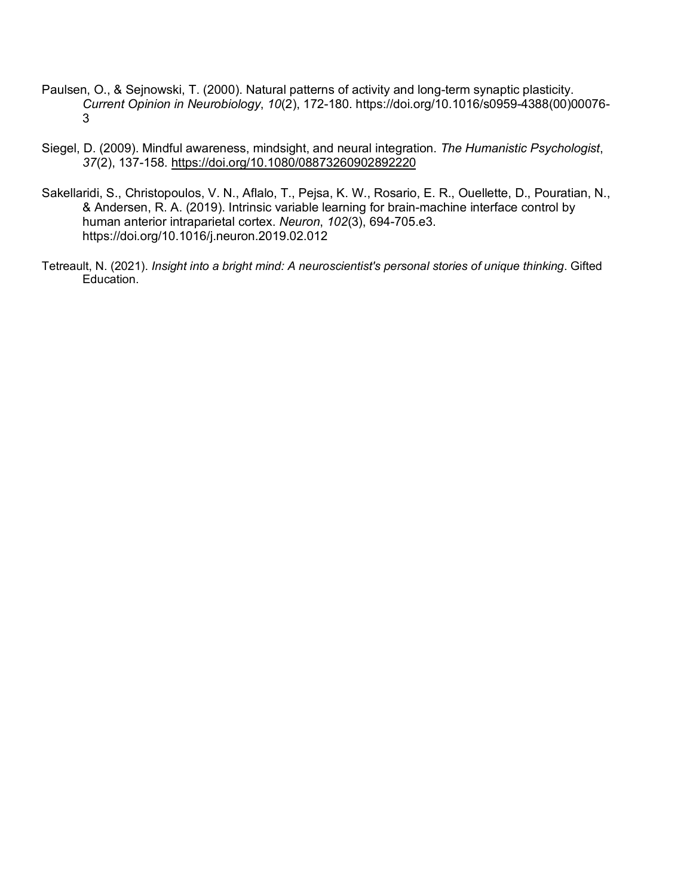Paulsen, O., & Sejnowski, T. (2000). Natural patterns of activity and long-term synaptic plasticity. *Current Opinion in Neurobiology*, *10*(2), 172-180. https://doi.org/10.1016/s0959-4388(00)00076-3

Siegel, D. (2009). Mindful awareness, mindsight, and neural integration. *The Humanistic Psychologist*, *37*(2), 137-158. https://doi.org/10.1080/08873260902892220

Sakellaridi, S., Christopoulos, V. N., Aflalo, T., Pejsa, K. W., Rosario, E. R., Ouellette, D., Pouratian, N., & Andersen, R. A. (2019). Intrinsic variable learning for brain-machine interface control by human anterior intraparietal cortex. *Neuron*, *102*(3), 694-705.e3. https://doi.org/10.1016/j.neuron.2019.02.012

Tetreault, N. (2021). *Insight into a bright mind: A neuroscientist's personal stories of unique thinking*. Gifted Education.